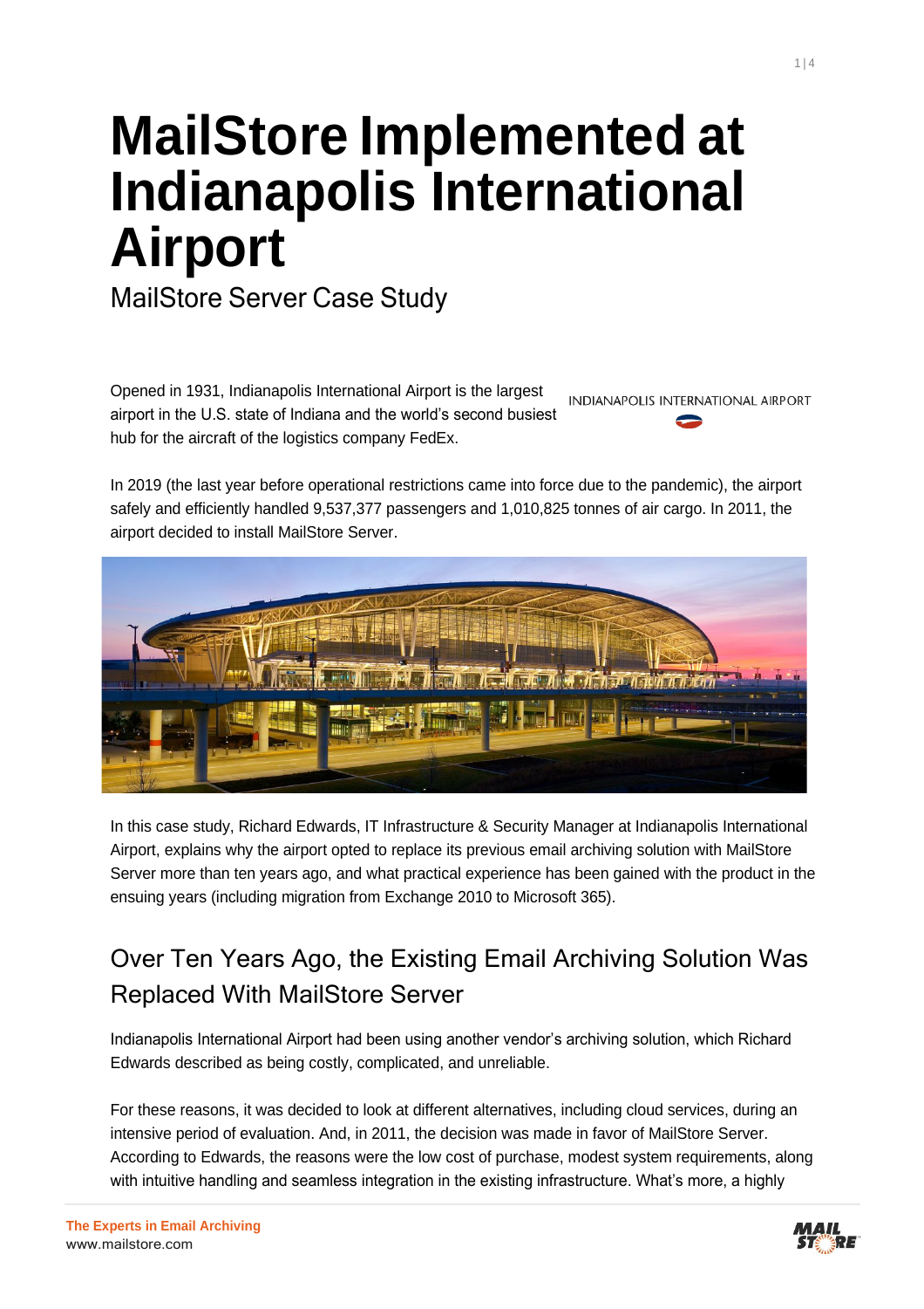# MailStore Implemented at Indianapolis International Airport

MailStore Server Case Study

Opened in 1931, Indianapolis International Airport is the largest airport in the U.S. state of Indiana and the world's second busiest hub for the aircraft of the logistics company FedEx.

In 2019 (the last year before operational restrictions came into force due to the pandemic), the airport safely and efficiently handled 9,537,377 passengers and 1,010,825 tonnes of air cargo. In 2011, the airport decided to install MailStore Server.

In this case study, Richard Edwards, IT Infrastructure & Security Manager at Indianapolis International Airport, explains why the airport opted to replace its previous email archiving solution with MailStore Server more than ten years ago, and what practical experience has been gained with the product in the ensuing years (including migration from Exchange 2010 to Microsoft 365).

## Over Ten Years Ago, the Existing Email Archiving Solution Was Replaced With MailStore Server

Indianapolis International Airport had been using another vendor's archiving solution, which Richard Edwards described as being costly, complicated, and unreliable.

For these reasons, it was decided to look at different alternatives, including cloud services, during an intensive period of evaluation. And, in 2011, the decision was made in favor of MailStore Server. According to Edwards, the reasons were the low cost of purchase, modest system requirements, along with intuitive handling and seamless integration in the existing infrastructure. What's more, a highly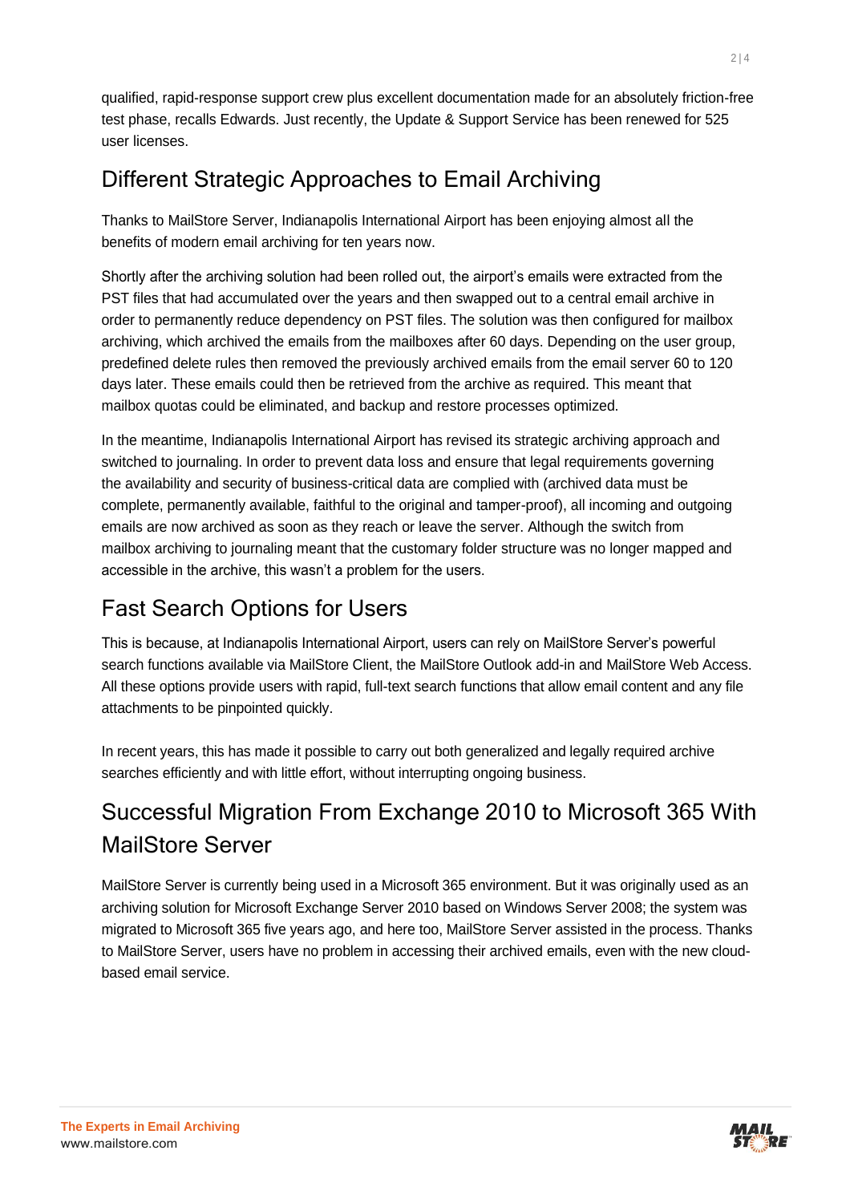qualified, rapid-response support crew plus excellent documentation made for an absolutely friction-free test phase, recalls Edwards. Just recently, the Update & Support Service has been renewed for 525 user licenses.

## Different Strategic Approaches to Email Archiving

Thanks to MailStore Server, Indianapolis International Airport has been enjoying almost all the benefits of modern email archiving for ten years now.

Shortly after the archiving solution had been rolled out, the airport's emails were extracted from the PST files that had accumulated over the years and then swapped out to a central email archive in order to permanently reduce dependency on PST files. The solution was then configured for mailbox archiving, which archived the emails from the mailboxes after 60 days. Depending on the user group, predefined delete rules then removed the previously archived emails from the email server 60 to 120 days later. These emails could then be retrieved from the archive as required. This meant that mailbox quotas could be eliminated, and backup and restore processes optimized.

In the meantime, Indianapolis International Airport has revised its strategic archiving approach and switched to journaling. In order to prevent data loss and ensure that legal requirements governing the availability and security of business-critical data are complied with (archived data must be complete, permanently available, faithful to the original and tamper-proof), all incoming and outgoing emails are now archived as soon as they reach or leave the server. Although the switch from mailbox archiving to journaling meant that the customary folder structure was no longer mapped and accessible in the archive, this wasn't a problem for the users.

## Fast Search Options for Users

This is because, at Indianapolis International Airport, users can rely on MailStore Server's powerful search functions available via MailStore Client, the MailStore Outlook add-in and MailStore Web Access. All these options provide users with rapid, full-text search functions that allow email content and any file attachments to be pinpointed quickly.

In recent years, this has made it possible to carry out both generalized and legally required archive searches efficiently and with little effort, without interrupting ongoing business.

## Successful Migration From Exchange 2010 to Microsoft 365 With MailStore Server

MailStore Server is currently being used in a Microsoft 365 environment. But it was originally used as an archiving solution for Microsoft Exchange Server 2010 based on Windows Server 2008; the system was migrated to Microsoft 365 five years ago, and here too, MailStore Server assisted in the process. Thanks to MailStore Server, users have no problem in accessing their archived emails, even with the new cloud-based email service.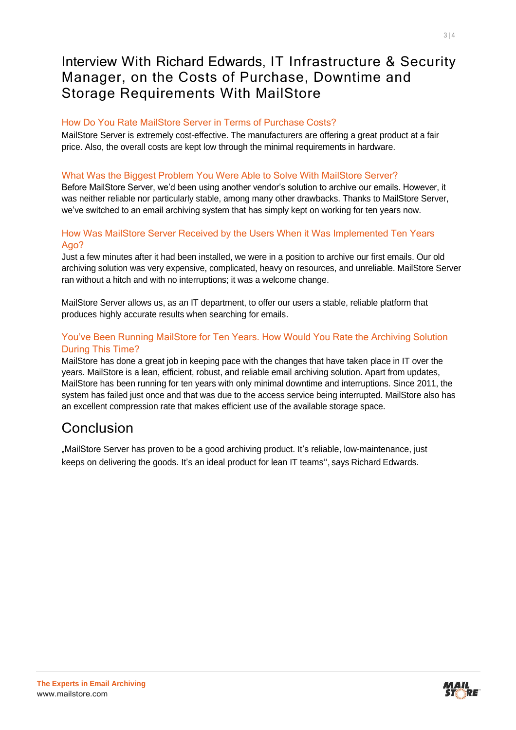# Interview With Richard Edwards, IT Infrastructure & Security Manager, on the Costs of Purchase, Downtime and Storage Requirements With MailStore

### How Do You Rate MailStore Server in Terms of Purchase Costs?

MailStore Server is extremely cost-effective. The manufacturers are offering a great product at a fair price. Also, the overall costs are kept low through the minimal requirements in hardware.

### What Was the Biggest Problem You Were Able to Solve With MailStore Server?

Before MailStore Server, we'd been using another vendor's solution to archive our emails. However, it was neither reliable nor particularly stable, among many other drawbacks. Thanks to MailStore Server, we've switched to an email archiving system that has simply kept on working for ten years now.

### How Was MailStore Server Received by the Users When it Was Implemented Ten Years Ago?

Just a few minutes after it had been installed, we were in a position to archive our first emails. Our old archiving solution was very expensive, complicated, heavy on resources, and unreliable. MailStore Server ran without a hitch and with no interruptions; it was a welcome change.

MailStore Server allows us, as an IT department, to offer our users a stable, reliable platform that produces highly accurate results when searching for emails.

### You've Been Running MailStore for Ten Years. How Would You Rate the Archiving Solution During This Time?

MailStore has done a great job in keeping pace with the changes that have taken place in IT over the years. MailStore is a lean, efficient, robust, and reliable email archiving solution. Apart from updates, MailStore has been running for ten years with only minimal downtime and interruptions. Since 2011, the system has failed just once and that was due to the access service being interrupted. MailStore also has an excellent compression rate that makes efficient use of the available storage space.

## Conclusion

„MailStore Server has proven to be a good archiving product. It's reliable, low-maintenance, just keeps on delivering the goods. It's an ideal product for lean IT teams", says Richard Edwards.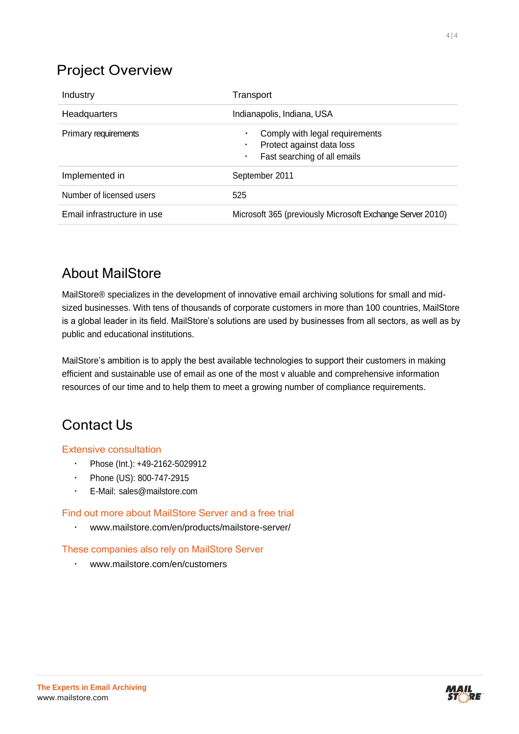## Project Overview

| | |
|---|---|
| Industry | Transport |
| Headquarters | Indianapolis, Indiana, USA |
| Primary requirements | • Comply with legal requirements<br>• Protect against data loss<br>• Fast searching of all emails |
| Implemented in | September 2011 |
| Number of licensed users | 525 |
| Email infrastructure in use | Microsoft 365 (previously Microsoft Exchange Server 2010) |

## About MailStore

MailStore® specializes in the development of innovative email archiving solutions for small and mid-sized businesses. With tens of thousands of corporate customers in more than 100 countries, MailStore is a global leader in its field. MailStore's solutions are used by businesses from all sectors, as well as by public and educational institutions.

MailStore's ambition is to apply the best available technologies to support their customers in making efficient and sustainable use of email as one of the most v aluable and comprehensive information resources of our time and to help them to meet a growing number of compliance requirements.

## Contact Us

### Extensive consultation

- Phose (Int.): +49-2162-5029912
- Phone (US): 800-747-2915
- E-Mail: sales@mailstore.com

### Find out more about MailStore Server and a free trial

- www.mailstore.com/en/products/mailstore-server/

### These companies also rely on MailStore Server

- www.mailstore.com/en/customers